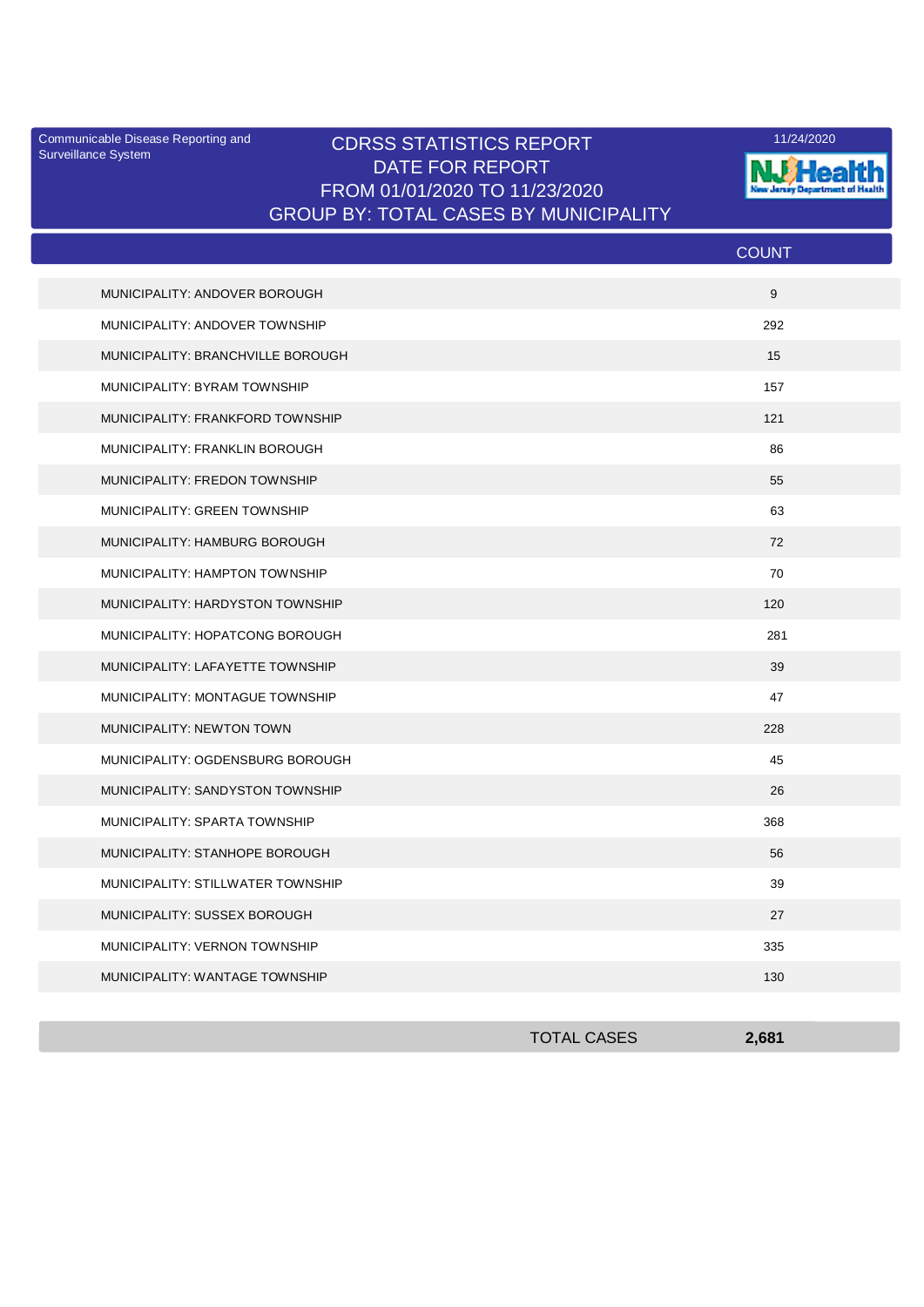Communicable Disease Reporting and Surveillance System

# CDRSS STATISTICS REPORT
## DATE FOR REPORT
## FROM 01/01/2020 TO 11/23/2020
## GROUP BY: TOTAL CASES BY MUNICIPALITY

11/24/2020

NJ Health
New Jersey Department of Health

| | COUNT |
|---|---|
| MUNICIPALITY: ANDOVER BOROUGH | 9 |
| MUNICIPALITY: ANDOVER TOWNSHIP | 292 |
| MUNICIPALITY: BRANCHVILLE BOROUGH | 15 |
| MUNICIPALITY: BYRAM TOWNSHIP | 157 |
| MUNICIPALITY: FRANKFORD TOWNSHIP | 121 |
| MUNICIPALITY: FRANKLIN BOROUGH | 86 |
| MUNICIPALITY: FREDON TOWNSHIP | 55 |
| MUNICIPALITY: GREEN TOWNSHIP | 63 |
| MUNICIPALITY: HAMBURG BOROUGH | 72 |
| MUNICIPALITY: HAMPTON TOWNSHIP | 70 |
| MUNICIPALITY: HARDYSTON TOWNSHIP | 120 |
| MUNICIPALITY: HOPATCONG BOROUGH | 281 |
| MUNICIPALITY: LAFAYETTE TOWNSHIP | 39 |
| MUNICIPALITY: MONTAGUE TOWNSHIP | 47 |
| MUNICIPALITY: NEWTON TOWN | 228 |
| MUNICIPALITY: OGDENSBURG BOROUGH | 45 |
| MUNICIPALITY: SANDYSTON TOWNSHIP | 26 |
| MUNICIPALITY: SPARTA TOWNSHIP | 368 |
| MUNICIPALITY: STANHOPE BOROUGH | 56 |
| MUNICIPALITY: STILLWATER TOWNSHIP | 39 |
| MUNICIPALITY: SUSSEX BOROUGH | 27 |
| MUNICIPALITY: VERNON TOWNSHIP | 335 |
| MUNICIPALITY: WANTAGE TOWNSHIP | 130 |
| TOTAL CASES | **2,681** |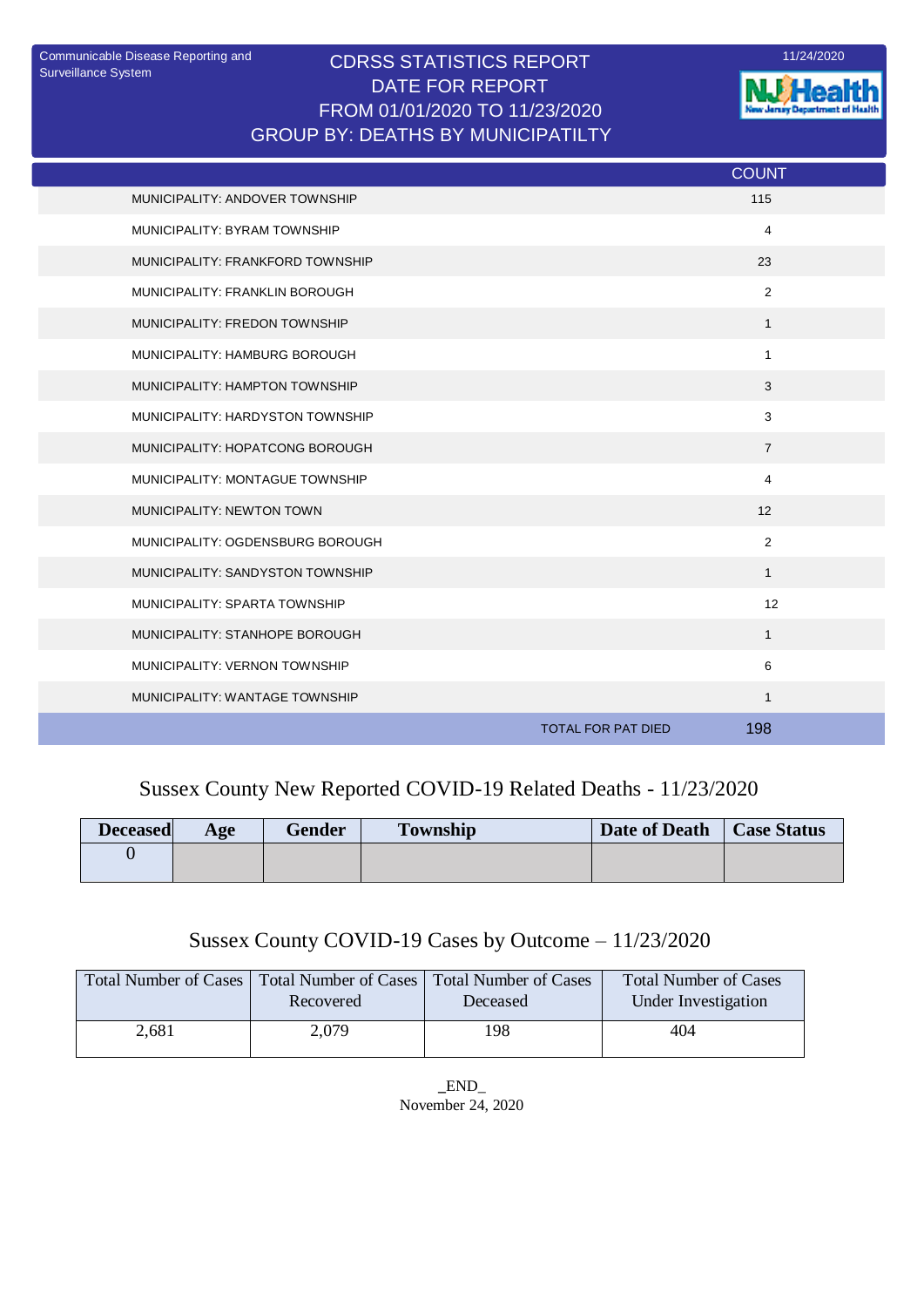Communicable Disease Reporting and Surveillance System

# CDRSS STATISTICS REPORT
## DATE FOR REPORT
## FROM 01/01/2020 TO 11/23/2020
## GROUP BY: DEATHS BY MUNICIPATILTY

11/24/2020

| | COUNT |
|---|---|
| MUNICIPALITY: ANDOVER TOWNSHIP | 115 |
| MUNICIPALITY: BYRAM TOWNSHIP | 4 |
| MUNICIPALITY: FRANKFORD TOWNSHIP | 23 |
| MUNICIPALITY: FRANKLIN BOROUGH | 2 |
| MUNICIPALITY: FREDON TOWNSHIP | 1 |
| MUNICIPALITY: HAMBURG BOROUGH | 1 |
| MUNICIPALITY: HAMPTON TOWNSHIP | 3 |
| MUNICIPALITY: HARDYSTON TOWNSHIP | 3 |
| MUNICIPALITY: HOPATCONG BOROUGH | 7 |
| MUNICIPALITY: MONTAGUE TOWNSHIP | 4 |
| MUNICIPALITY: NEWTON TOWN | 12 |
| MUNICIPALITY: OGDENSBURG BOROUGH | 2 |
| MUNICIPALITY: SANDYSTON TOWNSHIP | 1 |
| MUNICIPALITY: SPARTA TOWNSHIP | 12 |
| MUNICIPALITY: STANHOPE BOROUGH | 1 |
| MUNICIPALITY: VERNON TOWNSHIP | 6 |
| MUNICIPALITY: WANTAGE TOWNSHIP | 1 |
| TOTAL FOR PAT DIED | 198 |

## Sussex County New Reported COVID-19 Related Deaths - 11/23/2020

| Deceased | Age | Gender | Township | Date of Death | Case Status |
|---|---|---|---|---|---|
| 0 | | | | | |

## Sussex County COVID-19 Cases by Outcome – 11/23/2020

| Total Number of Cases | Total Number of Cases Recovered | Total Number of Cases Deceased | Total Number of Cases Under Investigation |
|---|---|---|---|
| 2,681 | 2,079 | 198 | 404 |

_END_
November 24, 2020